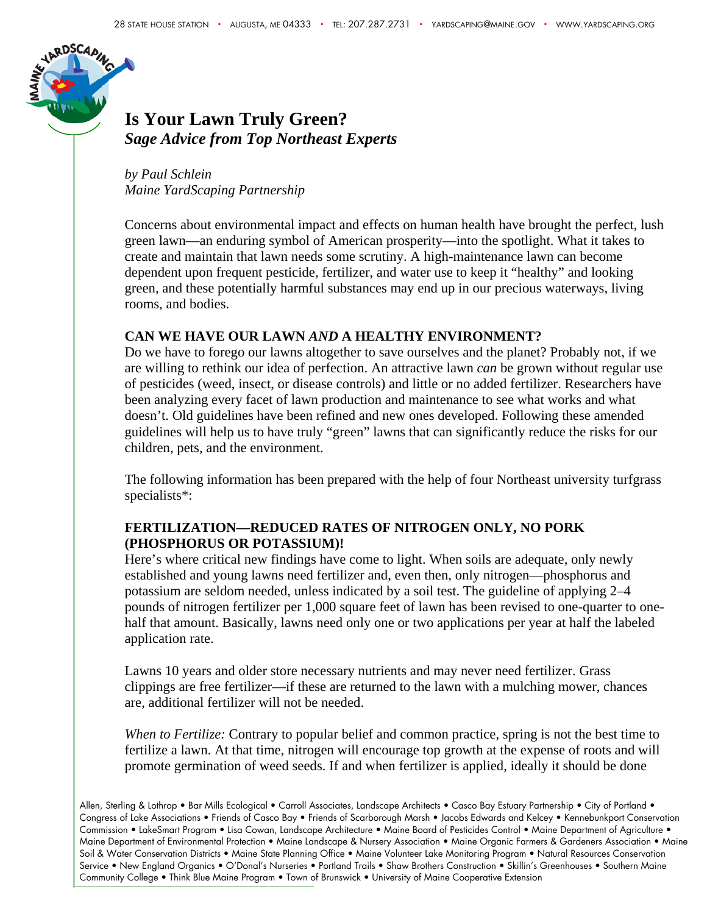# Is Your Lawn Truly Green?

***Sage Advice from Top Northeast Experts***

*by Paul Schlein*
*Maine YardScaping Partnership*

Concerns about environmental impact and effects on human health have brought the perfect, lush green lawn—an enduring symbol of American prosperity—into the spotlight. What it takes to create and maintain that lawn needs some scrutiny. A high-maintenance lawn can become dependent upon frequent pesticide, fertilizer, and water use to keep it "healthy" and looking green, and these potentially harmful substances may end up in our precious waterways, living rooms, and bodies.

## CAN WE HAVE OUR LAWN *AND* A HEALTHY ENVIRONMENT?

Do we have to forego our lawns altogether to save ourselves and the planet? Probably not, if we are willing to rethink our idea of perfection. An attractive lawn *can* be grown without regular use of pesticides (weed, insect, or disease controls) and little or no added fertilizer. Researchers have been analyzing every facet of lawn production and maintenance to see what works and what doesn't. Old guidelines have been refined and new ones developed. Following these amended guidelines will help us to have truly "green" lawns that can significantly reduce the risks for our children, pets, and the environment.

The following information has been prepared with the help of four Northeast university turfgrass specialists*:

## FERTILIZATION—REDUCED RATES OF NITROGEN ONLY, NO PORK (PHOSPHORUS OR POTASSIUM)!

Here's where critical new findings have come to light. When soils are adequate, only newly established and young lawns need fertilizer and, even then, only nitrogen—phosphorus and potassium are seldom needed, unless indicated by a soil test. The guideline of applying 2–4 pounds of nitrogen fertilizer per 1,000 square feet of lawn has been revised to one-quarter to one-half that amount. Basically, lawns need only one or two applications per year at half the labeled application rate.

Lawns 10 years and older store necessary nutrients and may never need fertilizer. Grass clippings are free fertilizer—if these are returned to the lawn with a mulching mower, chances are, additional fertilizer will not be needed.

*When to Fertilize:* Contrary to popular belief and common practice, spring is not the best time to fertilize a lawn. At that time, nitrogen will encourage top growth at the expense of roots and will promote germination of weed seeds. If and when fertilizer is applied, ideally it should be done

Allen, Sterling & Lothrop • Bar Mills Ecological • Carroll Associates, Landscape Architects • Casco Bay Estuary Partnership • City of Portland • Congress of Lake Associations • Friends of Casco Bay • Friends of Scarborough Marsh • Jacobs Edwards and Kelcey • Kennebunkport Conservation Commission • LakeSmart Program • Lisa Cowan, Landscape Architecture • Maine Board of Pesticides Control • Maine Department of Agriculture • Maine Department of Environmental Protection • Maine Landscape & Nursery Association • Maine Organic Farmers & Gardeners Association • Maine Soil & Water Conservation Districts • Maine State Planning Office • Maine Volunteer Lake Monitoring Program • Natural Resources Conservation Service • New England Organics • O'Donal's Nurseries • Portland Trails • Shaw Brothers Construction • Skillin's Greenhouses • Southern Maine Community College • Think Blue Maine Program • Town of Brunswick • University of Maine Cooperative Extension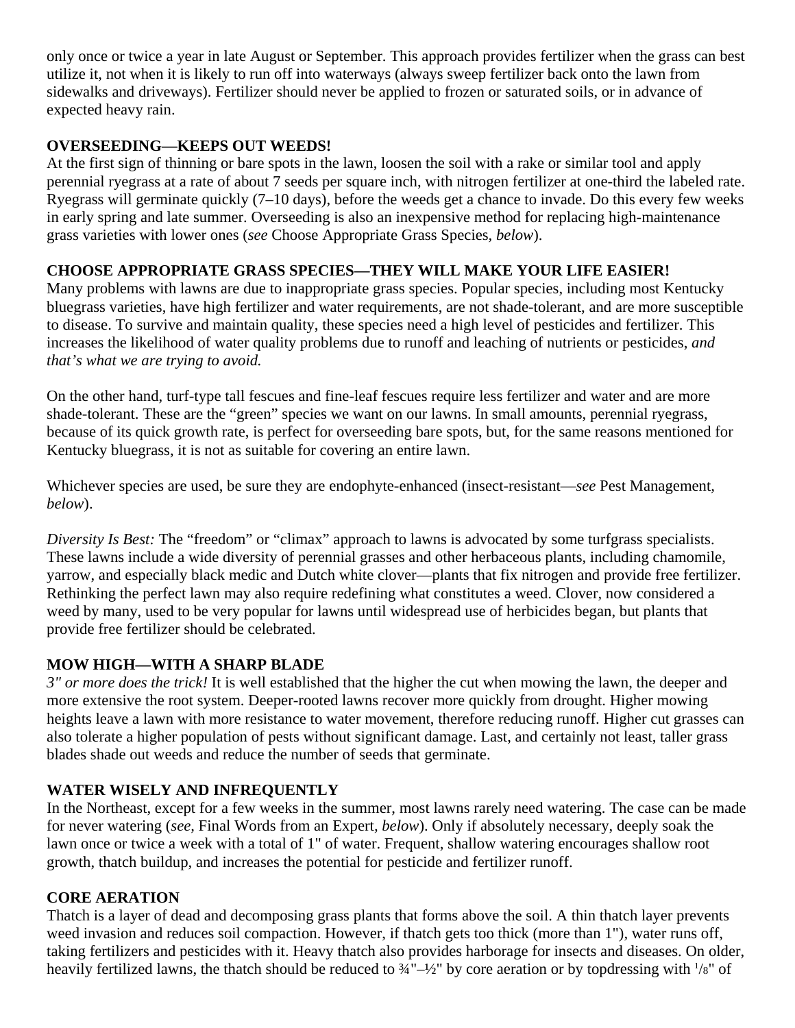only once or twice a year in late August or September. This approach provides fertilizer when the grass can best utilize it, not when it is likely to run off into waterways (always sweep fertilizer back onto the lawn from sidewalks and driveways). Fertilizer should never be applied to frozen or saturated soils, or in advance of expected heavy rain.

**OVERSEEDING—KEEPS OUT WEEDS!**

At the first sign of thinning or bare spots in the lawn, loosen the soil with a rake or similar tool and apply perennial ryegrass at a rate of about 7 seeds per square inch, with nitrogen fertilizer at one-third the labeled rate. Ryegrass will germinate quickly (7–10 days), before the weeds get a chance to invade. Do this every few weeks in early spring and late summer. Overseeding is also an inexpensive method for replacing high-maintenance grass varieties with lower ones (*see* Choose Appropriate Grass Species*, below*).

**CHOOSE APPROPRIATE GRASS SPECIES—THEY WILL MAKE YOUR LIFE EASIER!**

Many problems with lawns are due to inappropriate grass species. Popular species, including most Kentucky bluegrass varieties, have high fertilizer and water requirements, are not shade-tolerant, and are more susceptible to disease. To survive and maintain quality, these species need a high level of pesticides and fertilizer. This increases the likelihood of water quality problems due to runoff and leaching of nutrients or pesticides, *and that's what we are trying to avoid.*

On the other hand, turf-type tall fescues and fine-leaf fescues require less fertilizer and water and are more shade-tolerant. These are the "green" species we want on our lawns. In small amounts, perennial ryegrass, because of its quick growth rate, is perfect for overseeding bare spots, but, for the same reasons mentioned for Kentucky bluegrass, it is not as suitable for covering an entire lawn.

Whichever species are used, be sure they are endophyte-enhanced (insect-resistant—*see* Pest Management, *below*).

*Diversity Is Best:* The "freedom" or "climax" approach to lawns is advocated by some turfgrass specialists. These lawns include a wide diversity of perennial grasses and other herbaceous plants, including chamomile, yarrow, and especially black medic and Dutch white clover—plants that fix nitrogen and provide free fertilizer. Rethinking the perfect lawn may also require redefining what constitutes a weed. Clover, now considered a weed by many, used to be very popular for lawns until widespread use of herbicides began, but plants that provide free fertilizer should be celebrated.

**MOW HIGH—WITH A SHARP BLADE**

*3" or more does the trick!* It is well established that the higher the cut when mowing the lawn, the deeper and more extensive the root system. Deeper-rooted lawns recover more quickly from drought. Higher mowing heights leave a lawn with more resistance to water movement, therefore reducing runoff. Higher cut grasses can also tolerate a higher population of pests without significant damage. Last, and certainly not least, taller grass blades shade out weeds and reduce the number of seeds that germinate.

**WATER WISELY AND INFREQUENTLY**

In the Northeast, except for a few weeks in the summer, most lawns rarely need watering. The case can be made for never watering (*see,* Final Words from an Expert*, below*). Only if absolutely necessary, deeply soak the lawn once or twice a week with a total of 1" of water. Frequent, shallow watering encourages shallow root growth, thatch buildup, and increases the potential for pesticide and fertilizer runoff.

**CORE AERATION**

Thatch is a layer of dead and decomposing grass plants that forms above the soil. A thin thatch layer prevents weed invasion and reduces soil compaction. However, if thatch gets too thick (more than 1"), water runs off, taking fertilizers and pesticides with it. Heavy thatch also provides harborage for insects and diseases. On older, heavily fertilized lawns, the thatch should be reduced to ¾"–½" by core aeration or by topdressing with 1/8" of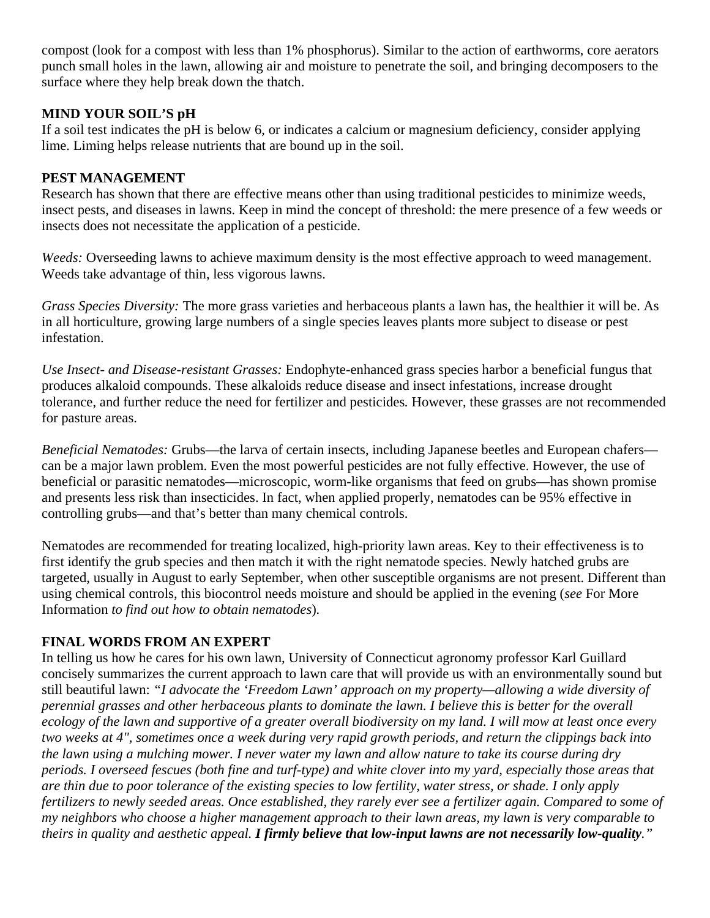compost (look for a compost with less than 1% phosphorus). Similar to the action of earthworms, core aerators punch small holes in the lawn, allowing air and moisture to penetrate the soil, and bringing decomposers to the surface where they help break down the thatch.

**MIND YOUR SOIL'S pH**

If a soil test indicates the pH is below 6, or indicates a calcium or magnesium deficiency, consider applying lime. Liming helps release nutrients that are bound up in the soil.

**PEST MANAGEMENT**

Research has shown that there are effective means other than using traditional pesticides to minimize weeds, insect pests, and diseases in lawns. Keep in mind the concept of threshold: the mere presence of a few weeds or insects does not necessitate the application of a pesticide.

*Weeds:* Overseeding lawns to achieve maximum density is the most effective approach to weed management. Weeds take advantage of thin, less vigorous lawns.

*Grass Species Diversity:* The more grass varieties and herbaceous plants a lawn has, the healthier it will be. As in all horticulture, growing large numbers of a single species leaves plants more subject to disease or pest infestation.

*Use Insect- and Disease-resistant Grasses:* Endophyte-enhanced grass species harbor a beneficial fungus that produces alkaloid compounds. These alkaloids reduce disease and insect infestations, increase drought tolerance, and further reduce the need for fertilizer and pesticides. However, these grasses are not recommended for pasture areas.

*Beneficial Nematodes:* Grubs—the larva of certain insects, including Japanese beetles and European chafers—can be a major lawn problem. Even the most powerful pesticides are not fully effective. However, the use of beneficial or parasitic nematodes—microscopic, worm-like organisms that feed on grubs—has shown promise and presents less risk than insecticides. In fact, when applied properly, nematodes can be 95% effective in controlling grubs—and that's better than many chemical controls.

Nematodes are recommended for treating localized, high-priority lawn areas. Key to their effectiveness is to first identify the grub species and then match it with the right nematode species. Newly hatched grubs are targeted, usually in August to early September, when other susceptible organisms are not present. Different than using chemical controls, this biocontrol needs moisture and should be applied in the evening (*see* For More Information *to find out how to obtain nematodes*).

**FINAL WORDS FROM AN EXPERT**

In telling us how he cares for his own lawn, University of Connecticut agronomy professor Karl Guillard concisely summarizes the current approach to lawn care that will provide us with an environmentally sound but still beautiful lawn: *"I advocate the 'Freedom Lawn' approach on my property—allowing a wide diversity of perennial grasses and other herbaceous plants to dominate the lawn. I believe this is better for the overall ecology of the lawn and supportive of a greater overall biodiversity on my land. I will mow at least once every two weeks at 4", sometimes once a week during very rapid growth periods, and return the clippings back into the lawn using a mulching mower. I never water my lawn and allow nature to take its course during dry periods. I overseed fescues (both fine and turf-type) and white clover into my yard, especially those areas that are thin due to poor tolerance of the existing species to low fertility, water stress, or shade. I only apply fertilizers to newly seeded areas. Once established, they rarely ever see a fertilizer again. Compared to some of my neighbors who choose a higher management approach to their lawn areas, my lawn is very comparable to theirs in quality and aesthetic appeal.* ***I firmly believe that low-input lawns are not necessarily low-quality****."*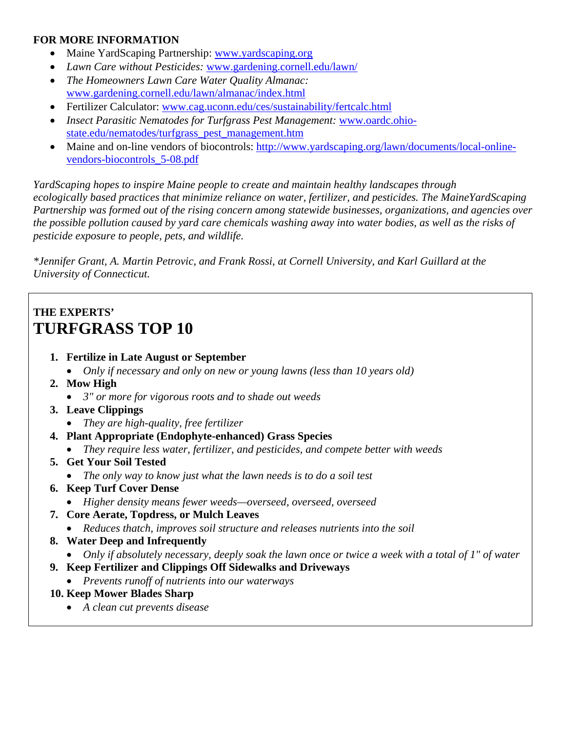**FOR MORE INFORMATION**

- Maine YardScaping Partnership: [www.yardscaping.org](http://www.yardscaping.org)
- *Lawn Care without Pesticides:* [www.gardening.cornell.edu/lawn/](http://www.gardening.cornell.edu/lawn/)
- *The Homeowners Lawn Care Water Quality Almanac:* [www.gardening.cornell.edu/lawn/almanac/index.html](http://www.gardening.cornell.edu/lawn/almanac/index.html)
- Fertilizer Calculator: [www.cag.uconn.edu/ces/sustainability/fertcalc.html](http://www.cag.uconn.edu/ces/sustainability/fertcalc.html)
- *Insect Parasitic Nematodes for Turfgrass Pest Management:* [www.oardc.ohio-state.edu/nematodes/turfgrass_pest_management.htm](http://www.oardc.ohio-state.edu/nematodes/turfgrass_pest_management.htm)
- Maine and on-line vendors of biocontrols: [http://www.yardscaping.org/lawn/documents/local-online-vendors-biocontrols_5-08.pdf](http://www.yardscaping.org/lawn/documents/local-online-vendors-biocontrols_5-08.pdf)

*YardScaping hopes to inspire Maine people to create and maintain healthy landscapes through ecologically based practices that minimize reliance on water, fertilizer, and pesticides. The MaineYardScaping Partnership was formed out of the rising concern among statewide businesses, organizations, and agencies over the possible pollution caused by yard care chemicals washing away into water bodies, as well as the risks of pesticide exposure to people, pets, and wildlife.*

*\*Jennifer Grant, A. Martin Petrovic, and Frank Rossi, at Cornell University, and Karl Guillard at the University of Connecticut.*

**THE EXPERTS'**

## TURFGRASS TOP 10

1. **Fertilize in Late August or September**
   - *Only if necessary and only on new or young lawns (less than 10 years old)*
2. **Mow High**
   - *3" or more for vigorous roots and to shade out weeds*
3. **Leave Clippings**
   - *They are high-quality, free fertilizer*
4. **Plant Appropriate (Endophyte-enhanced) Grass Species**
   - *They require less water, fertilizer, and pesticides, and compete better with weeds*
5. **Get Your Soil Tested**
   - *The only way to know just what the lawn needs is to do a soil test*
6. **Keep Turf Cover Dense**
   - *Higher density means fewer weeds—overseed, overseed, overseed*
7. **Core Aerate, Topdress, or Mulch Leaves**
   - *Reduces thatch, improves soil structure and releases nutrients into the soil*
8. **Water Deep and Infrequently**
   - *Only if absolutely necessary, deeply soak the lawn once or twice a week with a total of 1" of water*
9. **Keep Fertilizer and Clippings Off Sidewalks and Driveways**
   - *Prevents runoff of nutrients into our waterways*
10. **Keep Mower Blades Sharp**
    - *A clean cut prevents disease*